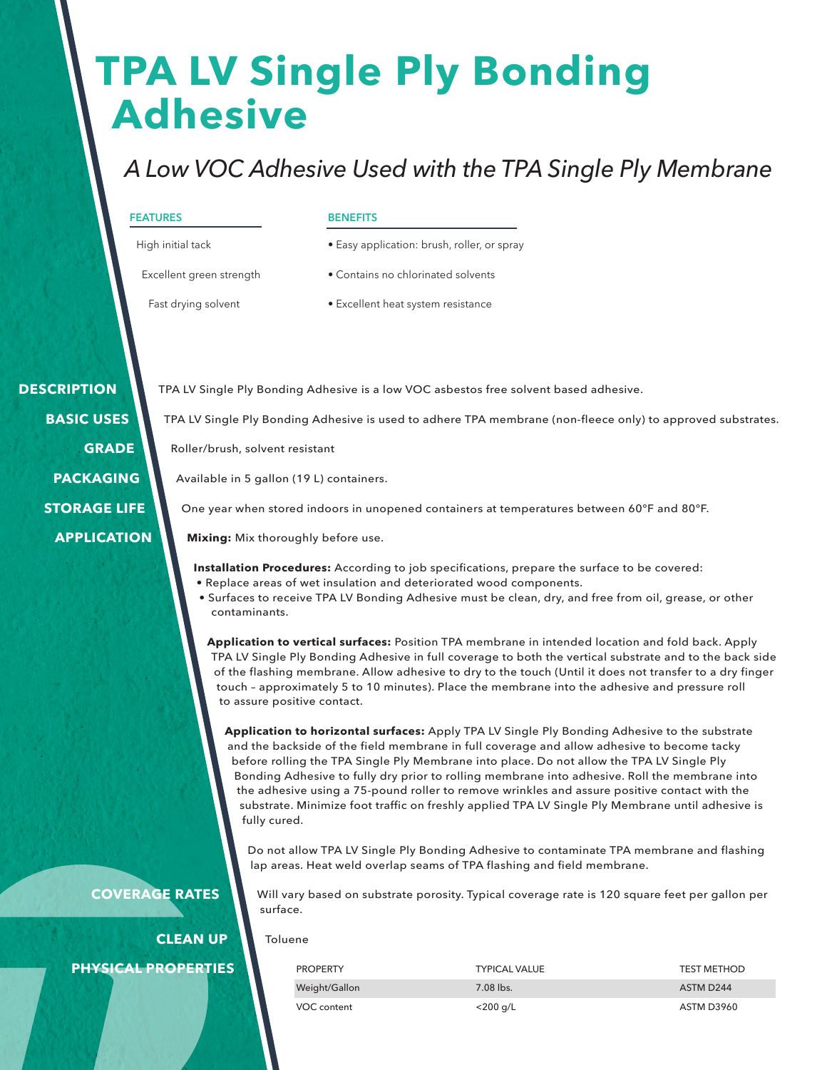# TPA LV Single Ply Bonding Adhesive

*A Low VOC Adhesive Used with the TPA Single Ply Membrane*

| FEATURES | BENEFITS |
| --- | --- |
| High initial tack | • Easy application: brush, roller, or spray |
| Excellent green strength | • Contains no chlorinated solvents |
| Fast drying solvent | • Excellent heat system resistance |

**DESCRIPTION**

TPA LV Single Ply Bonding Adhesive is a low VOC asbestos free solvent based adhesive.

**BASIC USES**

TPA LV Single Ply Bonding Adhesive is used to adhere TPA membrane (non-fleece only) to approved substrates.

**GRADE**

Roller/brush, solvent resistant

**PACKAGING**

Available in 5 gallon (19 L) containers.

**STORAGE LIFE**

One year when stored indoors in unopened containers at temperatures between 60°F and 80°F.

**APPLICATION**

**Mixing:** Mix thoroughly before use.

**Installation Procedures:** According to job specifications, prepare the surface to be covered:

- Replace areas of wet insulation and deteriorated wood components.
- Surfaces to receive TPA LV Bonding Adhesive must be clean, dry, and free from oil, grease, or other contaminants.

**Application to vertical surfaces:** Position TPA membrane in intended location and fold back. Apply TPA LV Single Ply Bonding Adhesive in full coverage to both the vertical substrate and to the back side of the flashing membrane. Allow adhesive to dry to the touch (Until it does not transfer to a dry finger touch – approximately 5 to 10 minutes). Place the membrane into the adhesive and pressure roll to assure positive contact.

**Application to horizontal surfaces:** Apply TPA LV Single Ply Bonding Adhesive to the substrate and the backside of the field membrane in full coverage and allow adhesive to become tacky before rolling the TPA Single Ply Membrane into place. Do not allow the TPA LV Single Ply Bonding Adhesive to fully dry prior to rolling membrane into adhesive. Roll the membrane into the adhesive using a 75-pound roller to remove wrinkles and assure positive contact with the substrate. Minimize foot traffic on freshly applied TPA LV Single Ply Membrane until adhesive is fully cured.

Do not allow TPA LV Single Ply Bonding Adhesive to contaminate TPA membrane and flashing lap areas. Heat weld overlap seams of TPA flashing and field membrane.

**COVERAGE RATES**

Will vary based on substrate porosity. Typical coverage rate is 120 square feet per gallon per surface.

**CLEAN UP**

Toluene

**PHYSICAL PROPERTIES**

| PROPERTY | TYPICAL VALUE | TEST METHOD |
| --- | --- | --- |
| Weight/Gallon | 7.08 lbs. | ASTM D244 |
| VOC content | <200 g/L | ASTM D3960 |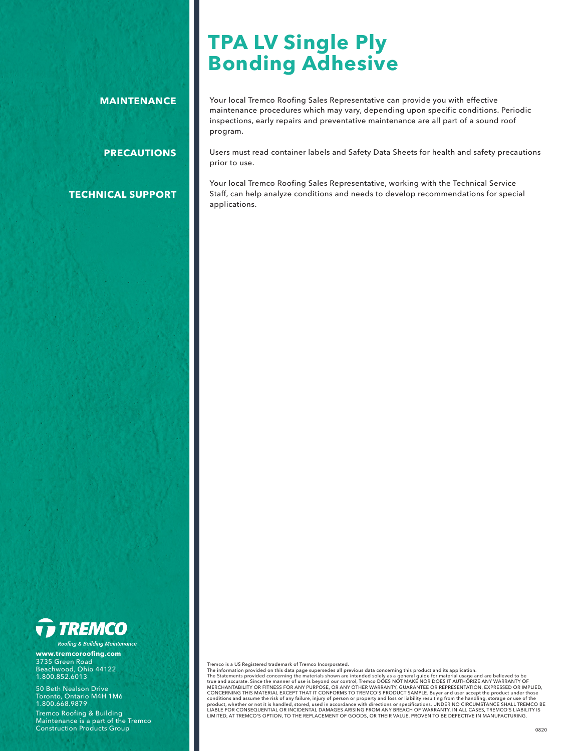# TPA LV Single Ply Bonding Adhesive

## MAINTENANCE

Your local Tremco Roofing Sales Representative can provide you with effective maintenance procedures which may vary, depending upon specific conditions. Periodic inspections, early repairs and preventative maintenance are all part of a sound roof program.

## PRECAUTIONS

Users must read container labels and Safety Data Sheets for health and safety precautions prior to use.

## TECHNICAL SUPPORT

Your local Tremco Roofing Sales Representative, working with the Technical Service Staff, can help analyze conditions and needs to develop recommendations for special applications.

TREMCO
*Roofing & Building Maintenance*

**www.tremcoroofing.com**
3735 Green Road
Beachwood, Ohio 44122
1.800.852.6013

50 Beth Nealson Drive
Toronto, Ontario M4H 1M6
1.800.668.9879

Tremco Roofing & Building Maintenance is a part of the Tremco Construction Products Group

Tremco is a US Registered trademark of Tremco Incorporated.
The information provided on this data page supersedes all previous data concerning this product and its application.
The Statements provided concerning the materials shown are intended solely as a general guide for material usage and are believed to be true and accurate. Since the manner of use is beyond our control, Tremco DOES NOT MAKE NOR DOES IT AUTHORIZE ANY WARRANTY OF MERCHANTABILITY OR FITNESS FOR ANY PURPOSE, OR ANY OTHER WARRANTY, GUARANTEE OR REPRESENTATION, EXPRESSED OR IMPLIED, CONCERNING THIS MATERIAL EXCEPT THAT IT CONFORMS TO TREMCO'S PRODUCT SAMPLE. Buyer and user accept the product under those conditions and assume the risk of any failure, injury of person or property and loss or liability resulting from the handling, storage or use of the product, whether or not it is handled, stored, used in accordance with directions or specifications. UNDER NO CIRCUMSTANCE SHALL TREMCO BE LIABLE FOR CONSEQUENTIAL OR INCIDENTAL DAMAGES ARISING FROM ANY BREACH OF WARRANTY. IN ALL CASES, TREMCO'S LIABILITY IS LIMITED, AT TREMCO'S OPTION, TO THE REPLACEMENT OF GOODS, OR THEIR VALUE, PROVEN TO BE DEFECTIVE IN MANUFACTURING.

0820